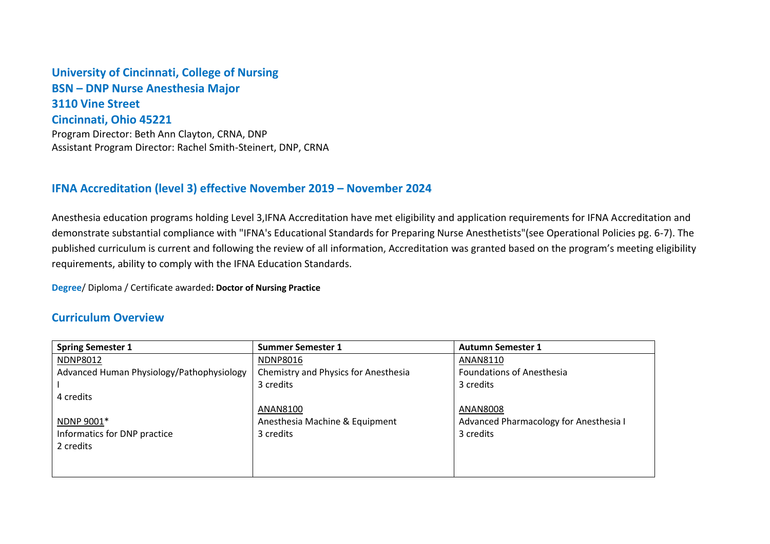## University of Cincinnati, College of Nursing
## BSN – DNP Nurse Anesthesia Major
## 3110 Vine Street
## Cincinnati, Ohio 45221

Program Director: Beth Ann Clayton, CRNA, DNP
Assistant Program Director: Rachel Smith-Steinert, DNP, CRNA

## IFNA Accreditation (level 3) effective November 2019 – November 2024

Anesthesia education programs holding Level 3,IFNA Accreditation have met eligibility and application requirements for IFNA Accreditation and demonstrate substantial compliance with "IFNA's Educational Standards for Preparing Nurse Anesthetists"(see Operational Policies pg. 6-7). The published curriculum is current and following the review of all information, Accreditation was granted based on the program's meeting eligibility requirements, ability to comply with the IFNA Education Standards.

**Degree**/ Diploma / Certificate awarded**: Doctor of Nursing Practice**

## Curriculum Overview

| Spring Semester 1 | Summer Semester 1 | Autumn Semester 1 |
|---|---|---|
| NDNP8012<br>Advanced Human Physiology/Pathophysiology I<br>4 credits<br><br>NDNP 9001*<br>Informatics for DNP practice<br>2 credits | NDNP8016<br>Chemistry and Physics for Anesthesia<br>3 credits<br><br>ANAN8100<br>Anesthesia Machine & Equipment<br>3 credits | ANAN8110<br>Foundations of Anesthesia<br>3 credits<br><br>ANAN8008<br>Advanced Pharmacology for Anesthesia I<br>3 credits |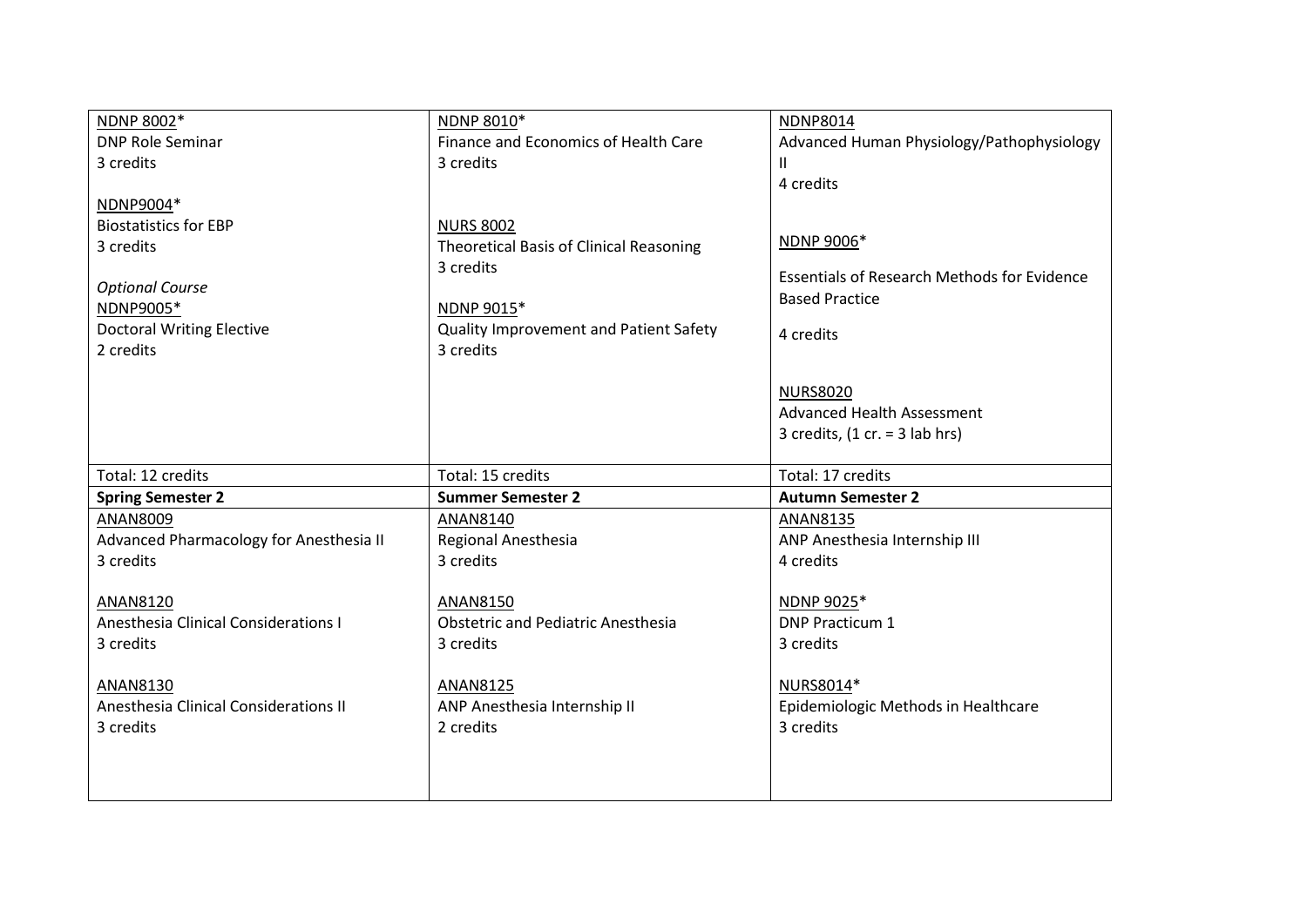| NDNP 8002*<br>DNP Role Seminar<br>3 credits<br><br>NDNP9004*<br>Biostatistics for EBP<br>3 credits<br><br>*Optional Course*<br>NDNP9005*<br>Doctoral Writing Elective<br>2 credits | NDNP 8010*<br>Finance and Economics of Health Care<br>3 credits<br><br>NURS 8002<br>Theoretical Basis of Clinical Reasoning<br>3 credits<br><br>NDNP 9015*<br>Quality Improvement and Patient Safety<br>3 credits | NDNP8014<br>Advanced Human Physiology/Pathophysiology II<br>4 credits<br><br>NDNP 9006*<br>Essentials of Research Methods for Evidence Based Practice<br>4 credits<br><br>NURS8020<br>Advanced Health Assessment<br>3 credits, (1 cr. = 3 lab hrs) |
|---|---|---|
| Total: 12 credits | Total: 15 credits | Total: 17 credits |
| **Spring Semester 2** | **Summer Semester 2** | **Autumn Semester 2** |
| ANAN8009<br>Advanced Pharmacology for Anesthesia II<br>3 credits<br><br>ANAN8120<br>Anesthesia Clinical Considerations I<br>3 credits<br><br>ANAN8130<br>Anesthesia Clinical Considerations II<br>3 credits | ANAN8140<br>Regional Anesthesia<br>3 credits<br><br>ANAN8150<br>Obstetric and Pediatric Anesthesia<br>3 credits<br><br>ANAN8125<br>ANP Anesthesia Internship II<br>2 credits | ANAN8135<br>ANP Anesthesia Internship III<br>4 credits<br><br>NDNP 9025*<br>DNP Practicum 1<br>3 credits<br><br>NURS8014*<br>Epidemiologic Methods in Healthcare<br>3 credits |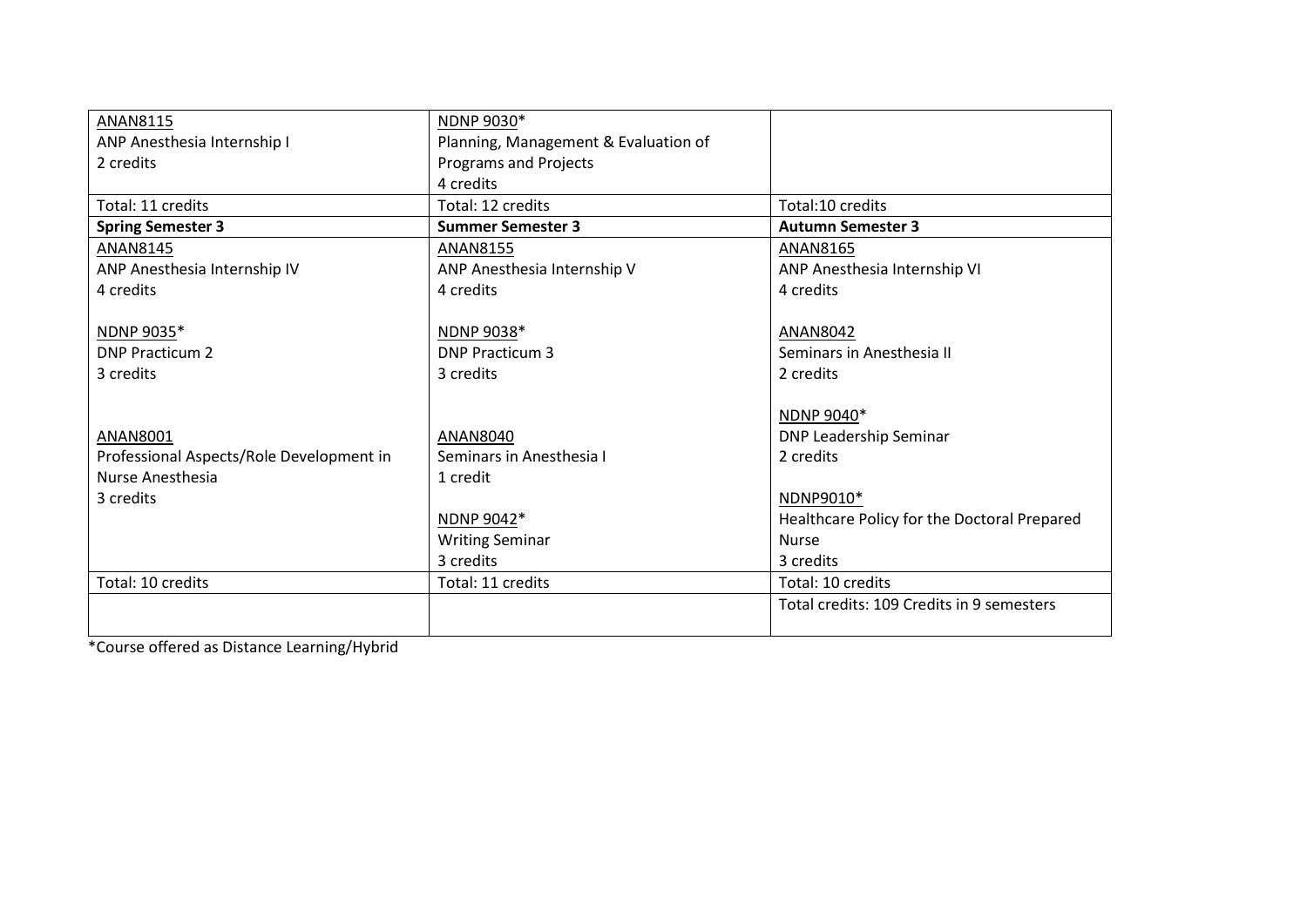| | | |
|---|---|---|
| ANAN8115<br>ANP Anesthesia Internship I<br>2 credits | NDNP 9030*<br>Planning, Management & Evaluation of Programs and Projects<br>4 credits | |
| Total: 11 credits | Total: 12 credits | Total:10 credits |
| **Spring Semester 3** | **Summer Semester 3** | **Autumn Semester 3** |
| ANAN8145<br>ANP Anesthesia Internship IV<br>4 credits<br><br>NDNP 9035*<br>DNP Practicum 2<br>3 credits<br><br>ANAN8001<br>Professional Aspects/Role Development in Nurse Anesthesia<br>3 credits | ANAN8155<br>ANP Anesthesia Internship V<br>4 credits<br><br>NDNP 9038*<br>DNP Practicum 3<br>3 credits<br><br>ANAN8040<br>Seminars in Anesthesia I<br>1 credit<br><br>NDNP 9042*<br>Writing Seminar<br>3 credits | ANAN8165<br>ANP Anesthesia Internship VI<br>4 credits<br><br>ANAN8042<br>Seminars in Anesthesia II<br>2 credits<br><br>NDNP 9040*<br>DNP Leadership Seminar<br>2 credits<br><br>NDNP9010*<br>Healthcare Policy for the Doctoral Prepared Nurse<br>3 credits |
| Total: 10 credits | Total: 11 credits | Total: 10 credits |
| | | Total credits: 109 Credits in 9 semesters |

*Course offered as Distance Learning/Hybrid